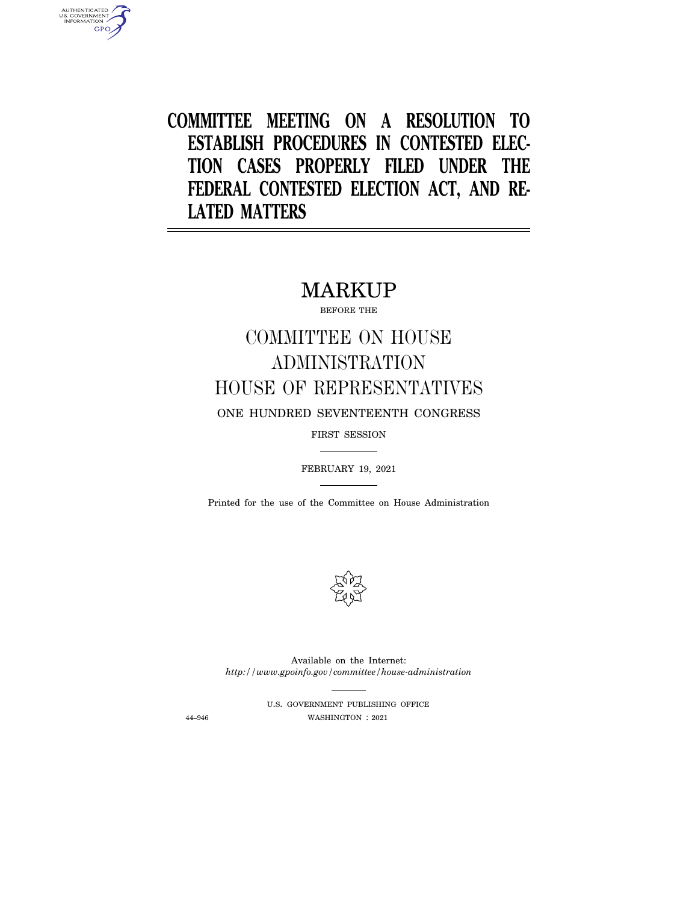# COMMITTEE MEETING ON A RESOLUTION TO ESTABLISH PROCEDURES IN CONTESTED ELECTION CASES PROPERLY FILED UNDER THE FEDERAL CONTESTED ELECTION ACT, AND RELATED MATTERS

## MARKUP

BEFORE THE

## COMMITTEE ON HOUSE ADMINISTRATION
## HOUSE OF REPRESENTATIVES

ONE HUNDRED SEVENTEENTH CONGRESS

FIRST SESSION

FEBRUARY 19, 2021

Printed for the use of the Committee on House Administration

Available on the Internet:
*http://www.gpoinfo.gov/committee/house-administration*

U.S. GOVERNMENT PUBLISHING OFFICE

44–946 WASHINGTON : 2021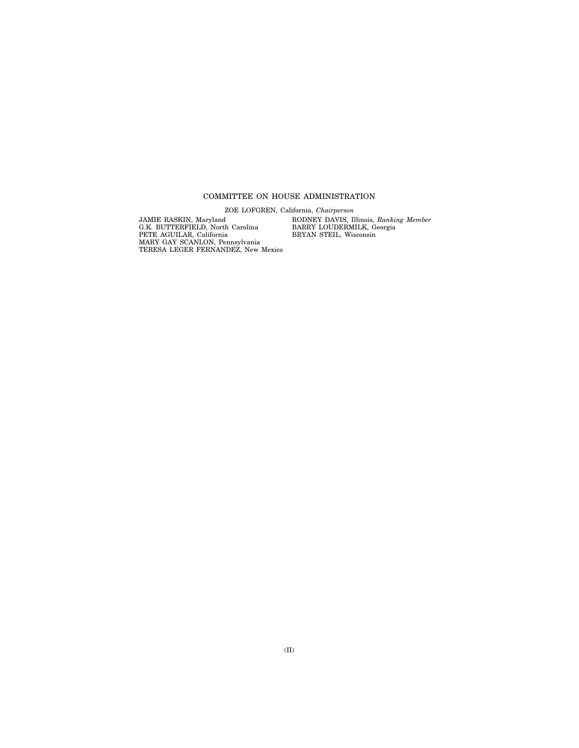## COMMITTEE ON HOUSE ADMINISTRATION

ZOE LOFGREN, California, *Chairperson*

JAMIE RASKIN, Maryland
G.K. BUTTERFIELD, North Carolina
PETE AGUILAR, California
MARY GAY SCANLON, Pennsylvania
TERESA LEGER FERNANDEZ, New Mexico

RODNEY DAVIS, Illinois, *Ranking Member*
BARRY LOUDERMILK, Georgia
BRYAN STEIL, Wisconsin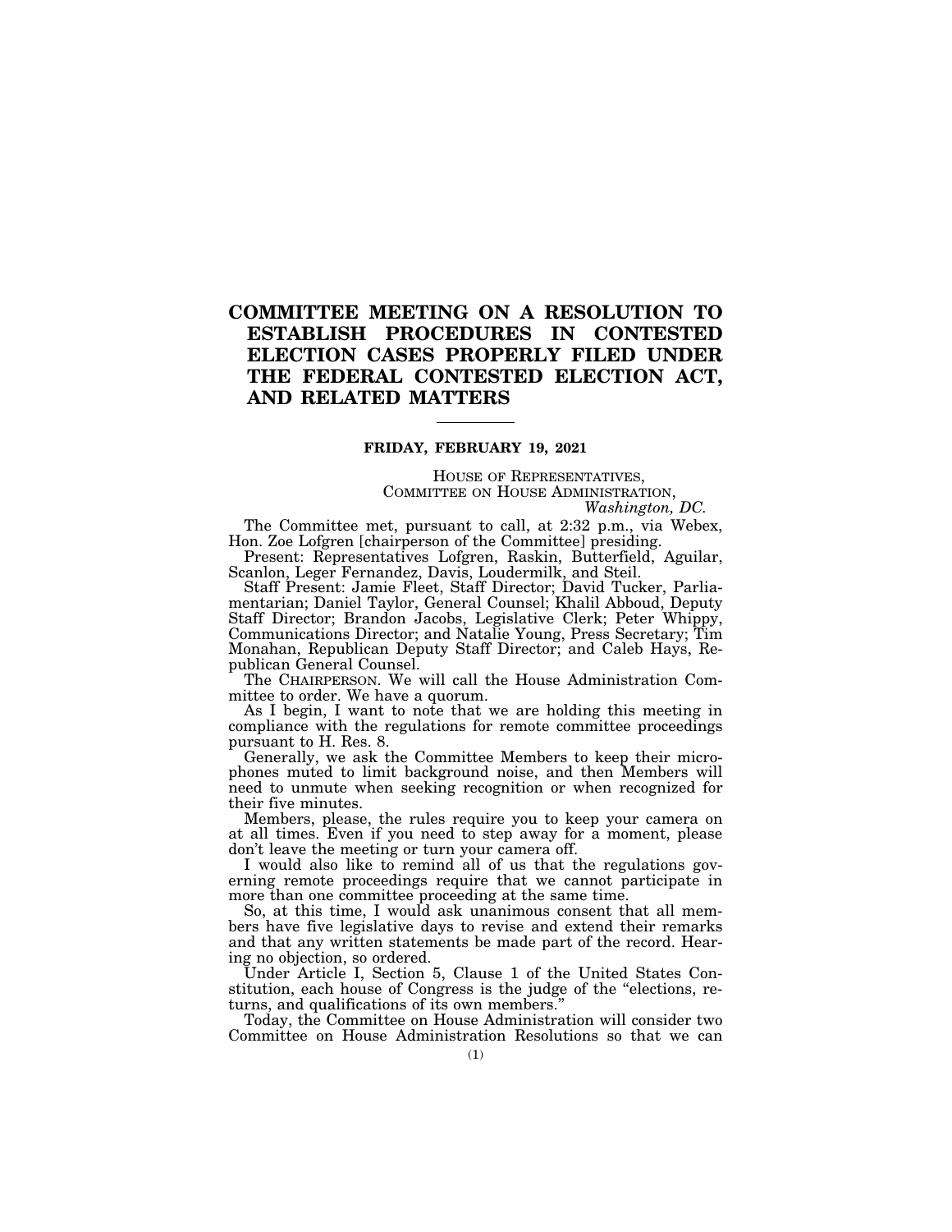# COMMITTEE MEETING ON A RESOLUTION TO ESTABLISH PROCEDURES IN CONTESTED ELECTION CASES PROPERLY FILED UNDER THE FEDERAL CONTESTED ELECTION ACT, AND RELATED MATTERS

---

**FRIDAY, FEBRUARY 19, 2021**

HOUSE OF REPRESENTATIVES,
COMMITTEE ON HOUSE ADMINISTRATION,
*Washington, DC.*

The Committee met, pursuant to call, at 2:32 p.m., via Webex, Hon. Zoe Lofgren [chairperson of the Committee] presiding.

Present: Representatives Lofgren, Raskin, Butterfield, Aguilar, Scanlon, Leger Fernandez, Davis, Loudermilk, and Steil.

Staff Present: Jamie Fleet, Staff Director; David Tucker, Parliamentarian; Daniel Taylor, General Counsel; Khalil Abboud, Deputy Staff Director; Brandon Jacobs, Legislative Clerk; Peter Whippy, Communications Director; and Natalie Young, Press Secretary; Tim Monahan, Republican Deputy Staff Director; and Caleb Hays, Republican General Counsel.

The CHAIRPERSON. We will call the House Administration Committee to order. We have a quorum.

As I begin, I want to note that we are holding this meeting in compliance with the regulations for remote committee proceedings pursuant to H. Res. 8.

Generally, we ask the Committee Members to keep their microphones muted to limit background noise, and then Members will need to unmute when seeking recognition or when recognized for their five minutes.

Members, please, the rules require you to keep your camera on at all times. Even if you need to step away for a moment, please don't leave the meeting or turn your camera off.

I would also like to remind all of us that the regulations governing remote proceedings require that we cannot participate in more than one committee proceeding at the same time.

So, at this time, I would ask unanimous consent that all members have five legislative days to revise and extend their remarks and that any written statements be made part of the record. Hearing no objection, so ordered.

Under Article I, Section 5, Clause 1 of the United States Constitution, each house of Congress is the judge of the "elections, returns, and qualifications of its own members."

Today, the Committee on House Administration will consider two Committee on House Administration Resolutions so that we can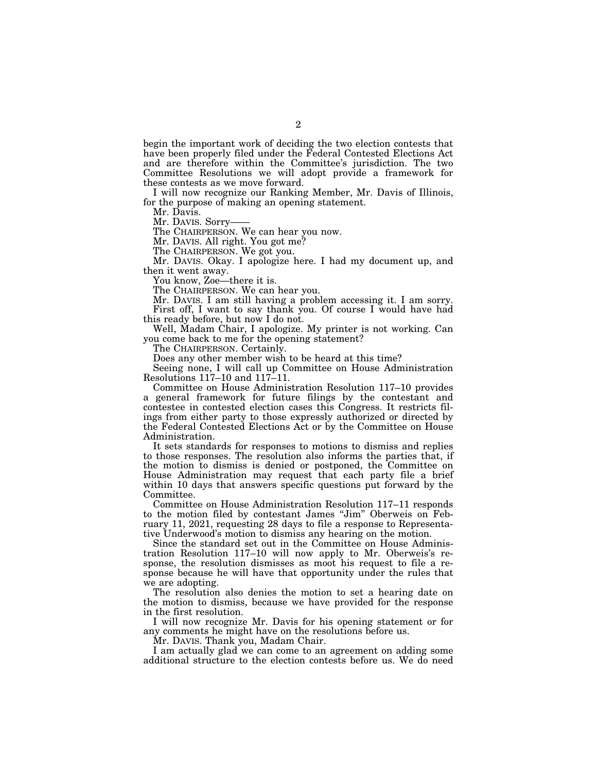begin the important work of deciding the two election contests that have been properly filed under the Federal Contested Elections Act and are therefore within the Committee's jurisdiction. The two Committee Resolutions we will adopt provide a framework for these contests as we move forward.

I will now recognize our Ranking Member, Mr. Davis of Illinois, for the purpose of making an opening statement.

Mr. Davis.

Mr. DAVIS. Sorry——

The CHAIRPERSON. We can hear you now.

Mr. DAVIS. All right. You got me?

The CHAIRPERSON. We got you.

Mr. DAVIS. Okay. I apologize here. I had my document up, and then it went away.

You know, Zoe—there it is.

The CHAIRPERSON. We can hear you.

Mr. DAVIS. I am still having a problem accessing it. I am sorry. First off, I want to say thank you. Of course I would have had this ready before, but now I do not.

Well, Madam Chair, I apologize. My printer is not working. Can you come back to me for the opening statement?

The CHAIRPERSON. Certainly.

Does any other member wish to be heard at this time?

Seeing none, I will call up Committee on House Administration Resolutions 117–10 and 117–11.

Committee on House Administration Resolution 117–10 provides a general framework for future filings by the contestant and contestee in contested election cases this Congress. It restricts filings from either party to those expressly authorized or directed by the Federal Contested Elections Act or by the Committee on House Administration.

It sets standards for responses to motions to dismiss and replies to those responses. The resolution also informs the parties that, if the motion to dismiss is denied or postponed, the Committee on House Administration may request that each party file a brief within 10 days that answers specific questions put forward by the Committee.

Committee on House Administration Resolution 117–11 responds to the motion filed by contestant James "Jim" Oberweis on February 11, 2021, requesting 28 days to file a response to Representative Underwood's motion to dismiss any hearing on the motion.

Since the standard set out in the Committee on House Administration Resolution 117–10 will now apply to Mr. Oberweis's response, the resolution dismisses as moot his request to file a response because he will have that opportunity under the rules that we are adopting.

The resolution also denies the motion to set a hearing date on the motion to dismiss, because we have provided for the response in the first resolution.

I will now recognize Mr. Davis for his opening statement or for any comments he might have on the resolutions before us.

Mr. DAVIS. Thank you, Madam Chair.

I am actually glad we can come to an agreement on adding some additional structure to the election contests before us. We do need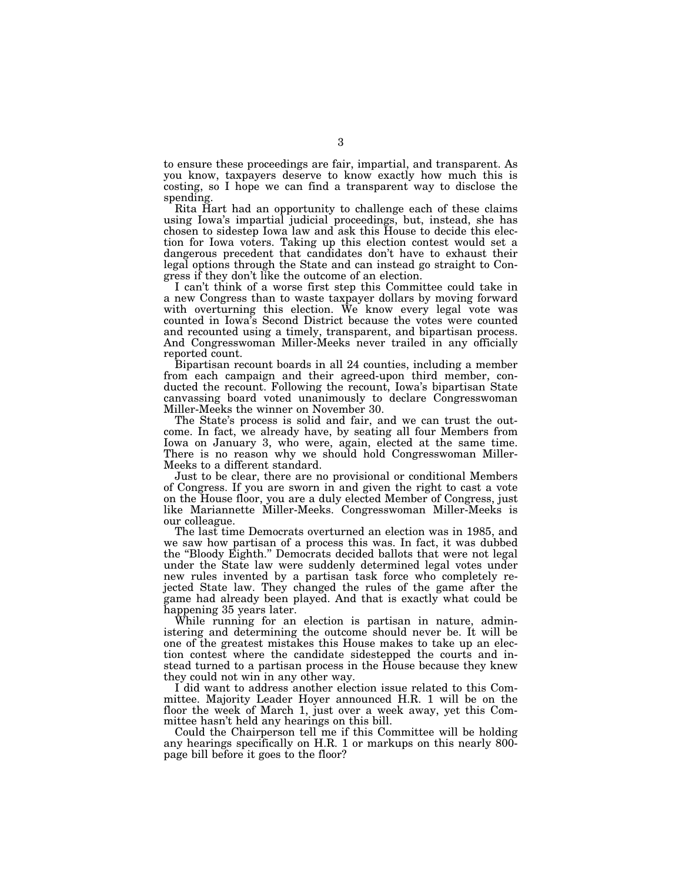to ensure these proceedings are fair, impartial, and transparent. As you know, taxpayers deserve to know exactly how much this is costing, so I hope we can find a transparent way to disclose the spending.

Rita Hart had an opportunity to challenge each of these claims using Iowa's impartial judicial proceedings, but, instead, she has chosen to sidestep Iowa law and ask this House to decide this election for Iowa voters. Taking up this election contest would set a dangerous precedent that candidates don't have to exhaust their legal options through the State and can instead go straight to Congress if they don't like the outcome of an election.

I can't think of a worse first step this Committee could take in a new Congress than to waste taxpayer dollars by moving forward with overturning this election. We know every legal vote was counted in Iowa's Second District because the votes were counted and recounted using a timely, transparent, and bipartisan process. And Congresswoman Miller-Meeks never trailed in any officially reported count.

Bipartisan recount boards in all 24 counties, including a member from each campaign and their agreed-upon third member, conducted the recount. Following the recount, Iowa's bipartisan State canvassing board voted unanimously to declare Congresswoman Miller-Meeks the winner on November 30.

The State's process is solid and fair, and we can trust the outcome. In fact, we already have, by seating all four Members from Iowa on January 3, who were, again, elected at the same time. There is no reason why we should hold Congresswoman Miller-Meeks to a different standard.

Just to be clear, there are no provisional or conditional Members of Congress. If you are sworn in and given the right to cast a vote on the House floor, you are a duly elected Member of Congress, just like Mariannette Miller-Meeks. Congresswoman Miller-Meeks is our colleague.

The last time Democrats overturned an election was in 1985, and we saw how partisan of a process this was. In fact, it was dubbed the "Bloody Eighth." Democrats decided ballots that were not legal under the State law were suddenly determined legal votes under new rules invented by a partisan task force who completely rejected State law. They changed the rules of the game after the game had already been played. And that is exactly what could be happening 35 years later.

While running for an election is partisan in nature, administering and determining the outcome should never be. It will be one of the greatest mistakes this House makes to take up an election contest where the candidate sidestepped the courts and instead turned to a partisan process in the House because they knew they could not win in any other way.

I did want to address another election issue related to this Committee. Majority Leader Hoyer announced H.R. 1 will be on the floor the week of March 1, just over a week away, yet this Committee hasn't held any hearings on this bill.

Could the Chairperson tell me if this Committee will be holding any hearings specifically on H.R. 1 or markups on this nearly 800-page bill before it goes to the floor?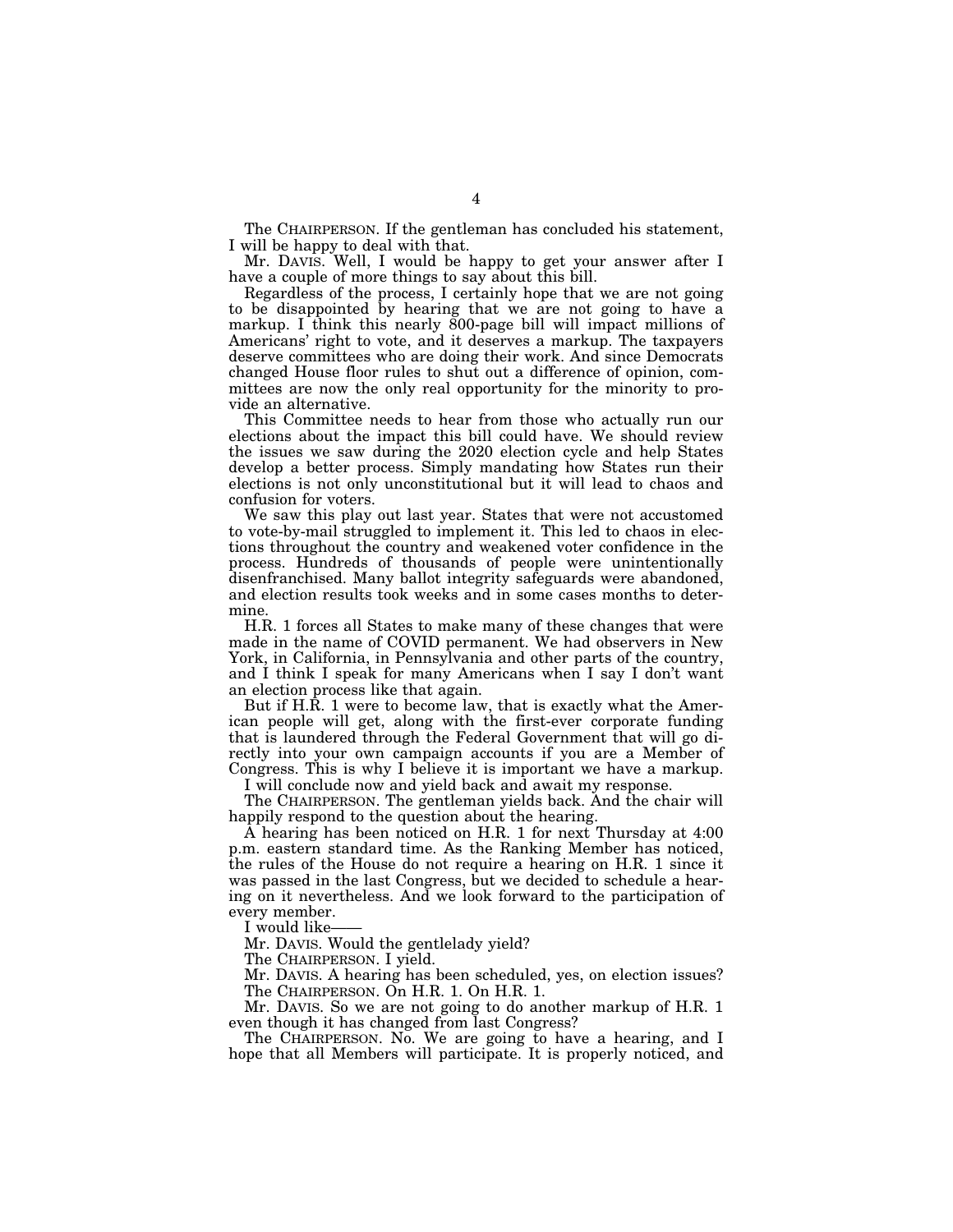The CHAIRPERSON. If the gentleman has concluded his statement, I will be happy to deal with that.

Mr. DAVIS. Well, I would be happy to get your answer after I have a couple of more things to say about this bill.

Regardless of the process, I certainly hope that we are not going to be disappointed by hearing that we are not going to have a markup. I think this nearly 800-page bill will impact millions of Americans' right to vote, and it deserves a markup. The taxpayers deserve committees who are doing their work. And since Democrats changed House floor rules to shut out a difference of opinion, committees are now the only real opportunity for the minority to provide an alternative.

This Committee needs to hear from those who actually run our elections about the impact this bill could have. We should review the issues we saw during the 2020 election cycle and help States develop a better process. Simply mandating how States run their elections is not only unconstitutional but it will lead to chaos and confusion for voters.

We saw this play out last year. States that were not accustomed to vote-by-mail struggled to implement it. This led to chaos in elections throughout the country and weakened voter confidence in the process. Hundreds of thousands of people were unintentionally disenfranchised. Many ballot integrity safeguards were abandoned, and election results took weeks and in some cases months to determine.

H.R. 1 forces all States to make many of these changes that were made in the name of COVID permanent. We had observers in New York, in California, in Pennsylvania and other parts of the country, and I think I speak for many Americans when I say I don't want an election process like that again.

But if H.R. 1 were to become law, that is exactly what the American people will get, along with the first-ever corporate funding that is laundered through the Federal Government that will go directly into your own campaign accounts if you are a Member of Congress. This is why I believe it is important we have a markup.

I will conclude now and yield back and await my response.

The CHAIRPERSON. The gentleman yields back. And the chair will happily respond to the question about the hearing.

A hearing has been noticed on H.R. 1 for next Thursday at 4:00 p.m. eastern standard time. As the Ranking Member has noticed, the rules of the House do not require a hearing on H.R. 1 since it was passed in the last Congress, but we decided to schedule a hearing on it nevertheless. And we look forward to the participation of every member.

I would like——

Mr. DAVIS. Would the gentlelady yield?

The CHAIRPERSON. I yield.

Mr. DAVIS. A hearing has been scheduled, yes, on election issues?

The CHAIRPERSON. On H.R. 1. On H.R. 1.

Mr. DAVIS. So we are not going to do another markup of H.R. 1 even though it has changed from last Congress?

The CHAIRPERSON. No. We are going to have a hearing, and I hope that all Members will participate. It is properly noticed, and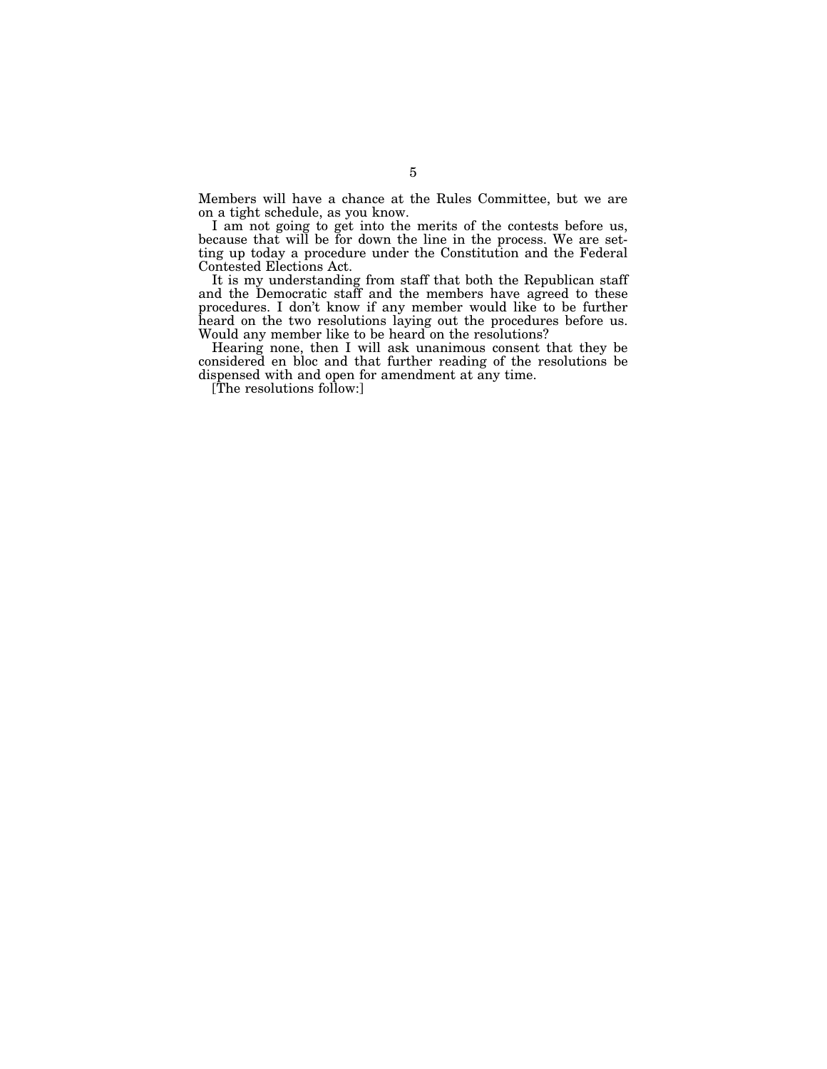Members will have a chance at the Rules Committee, but we are on a tight schedule, as you know.

I am not going to get into the merits of the contests before us, because that will be for down the line in the process. We are setting up today a procedure under the Constitution and the Federal Contested Elections Act.

It is my understanding from staff that both the Republican staff and the Democratic staff and the members have agreed to these procedures. I don't know if any member would like to be further heard on the two resolutions laying out the procedures before us. Would any member like to be heard on the resolutions?

Hearing none, then I will ask unanimous consent that they be considered en bloc and that further reading of the resolutions be dispensed with and open for amendment at any time.

[The resolutions follow:]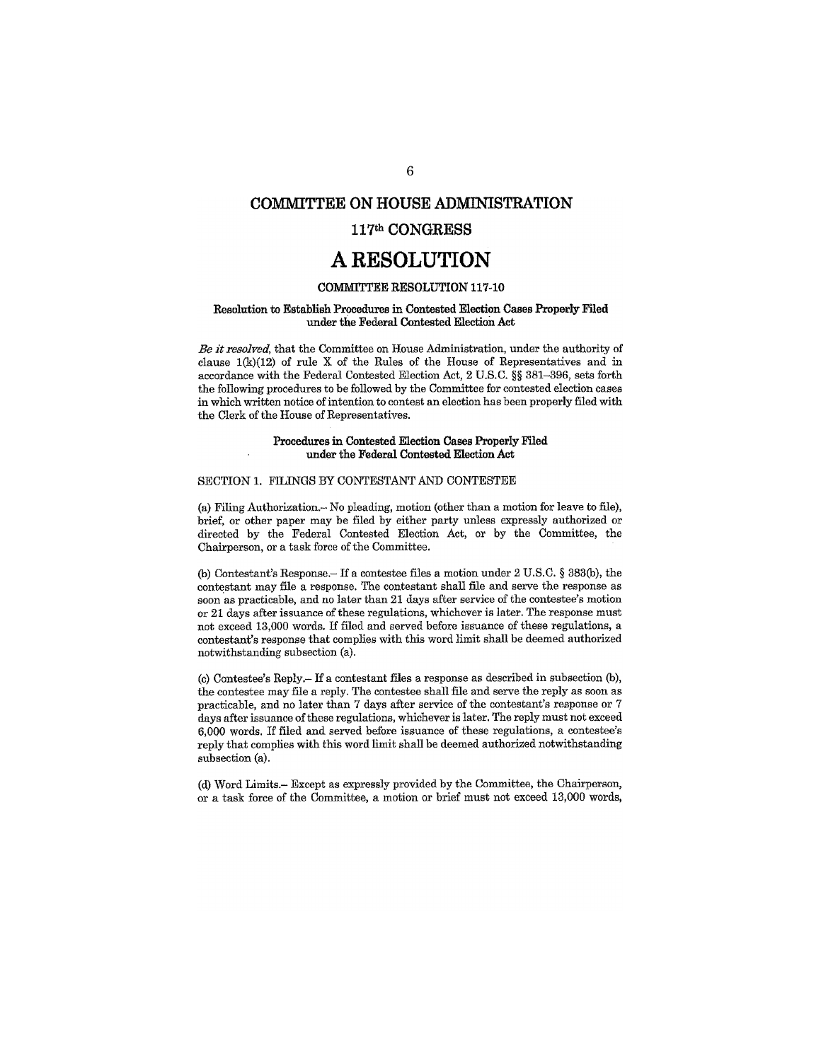# COMMITTEE ON HOUSE ADMINISTRATION

## 117th CONGRESS

# A RESOLUTION

### COMMITTEE RESOLUTION 117-10

**Resolution to Establish Procedures in Contested Election Cases Properly Filed under the Federal Contested Election Act**

*Be it resolved*, that the Committee on House Administration, under the authority of clause 1(k)(12) of rule X of the Rules of the House of Representatives and in accordance with the Federal Contested Election Act, 2 U.S.C. §§ 381–396, sets forth the following procedures to be followed by the Committee for contested election cases in which written notice of intention to contest an election has been properly filed with the Clerk of the House of Representatives.

**Procedures in Contested Election Cases Properly Filed under the Federal Contested Election Act**

SECTION 1. FILINGS BY CONTESTANT AND CONTESTEE

(a) Filing Authorization.– No pleading, motion (other than a motion for leave to file), brief, or other paper may be filed by either party unless expressly authorized or directed by the Federal Contested Election Act, or by the Committee, the Chairperson, or a task force of the Committee.

(b) Contestant's Response.– If a contestee files a motion under 2 U.S.C. § 383(b), the contestant may file a response. The contestant shall file and serve the response as soon as practicable, and no later than 21 days after service of the contestee's motion or 21 days after issuance of these regulations, whichever is later. The response must not exceed 13,000 words. If filed and served before issuance of these regulations, a contestant's response that complies with this word limit shall be deemed authorized notwithstanding subsection (a).

(c) Contestee's Reply.– If a contestant files a response as described in subsection (b), the contestee may file a reply. The contestee shall file and serve the reply as soon as practicable, and no later than 7 days after service of the contestant's response or 7 days after issuance of these regulations, whichever is later. The reply must not exceed 6,000 words. If filed and served before issuance of these regulations, a contestee's reply that complies with this word limit shall be deemed authorized notwithstanding subsection (a).

(d) Word Limits.– Except as expressly provided by the Committee, the Chairperson, or a task force of the Committee, a motion or brief must not exceed 13,000 words,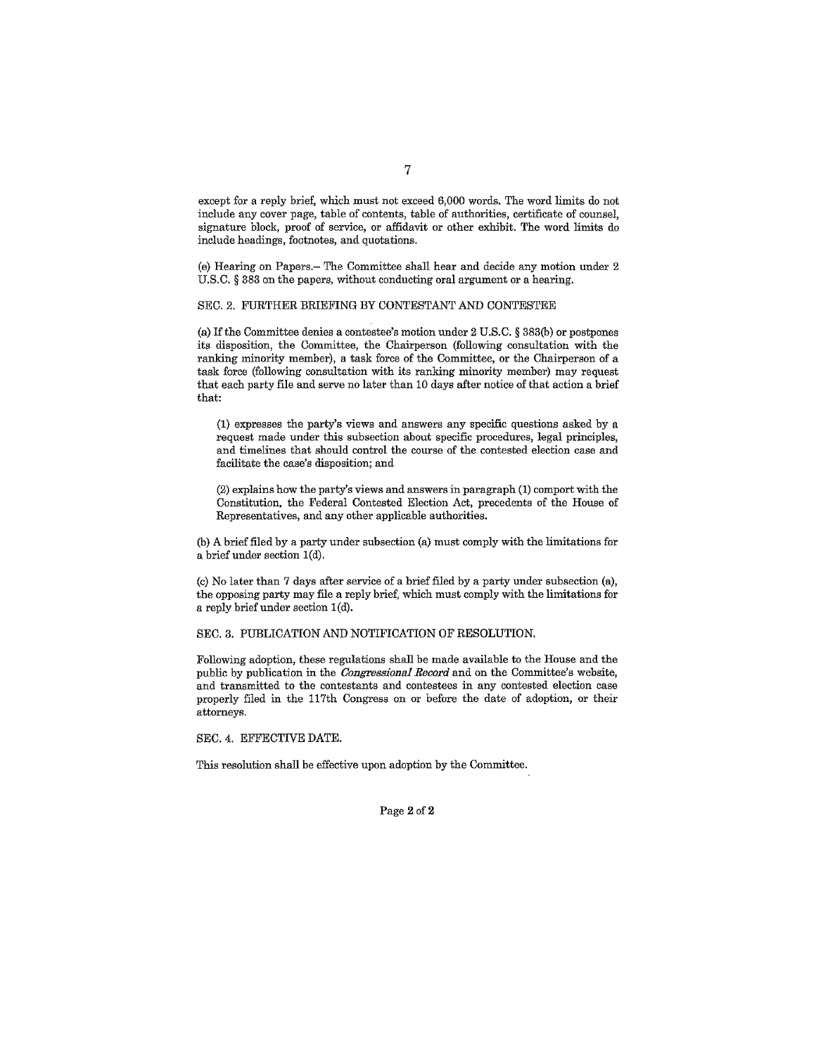except for a reply brief, which must not exceed 6,000 words. The word limits do not include any cover page, table of contents, table of authorities, certificate of counsel, signature block, proof of service, or affidavit or other exhibit. The word limits do include headings, footnotes, and quotations.

(e) Hearing on Papers.– The Committee shall hear and decide any motion under 2 U.S.C. § 383 on the papers, without conducting oral argument or a hearing.

SEC. 2. FURTHER BRIEFING BY CONTESTANT AND CONTESTEE

(a) If the Committee denies a contestee's motion under 2 U.S.C. § 383(b) or postpones its disposition, the Committee, the Chairperson (following consultation with the ranking minority member), a task force of the Committee, or the Chairperson of a task force (following consultation with its ranking minority member) may request that each party file and serve no later than 10 days after notice of that action a brief that:

(1) expresses the party's views and answers any specific questions asked by a request made under this subsection about specific procedures, legal principles, and timelines that should control the course of the contested election case and facilitate the case's disposition; and

(2) explains how the party's views and answers in paragraph (1) comport with the Constitution, the Federal Contested Election Act, precedents of the House of Representatives, and any other applicable authorities.

(b) A brief filed by a party under subsection (a) must comply with the limitations for a brief under section 1(d).

(c) No later than 7 days after service of a brief filed by a party under subsection (a), the opposing party may file a reply brief, which must comply with the limitations for a reply brief under section 1(d).

SEC. 3. PUBLICATION AND NOTIFICATION OF RESOLUTION.

Following adoption, these regulations shall be made available to the House and the public by publication in the *Congressional Record* and on the Committee's website, and transmitted to the contestants and contestees in any contested election case properly filed in the 117th Congress on or before the date of adoption, or their attorneys.

SEC. 4. EFFECTIVE DATE.

This resolution shall be effective upon adoption by the Committee.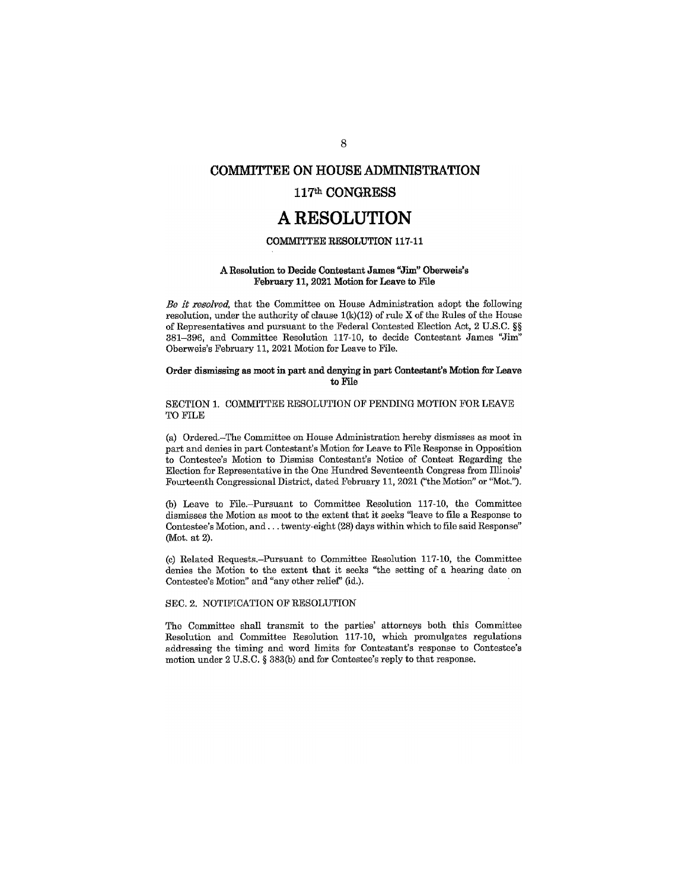# COMMITTEE ON HOUSE ADMINISTRATION

## 117th CONGRESS

# A RESOLUTION

### COMMITTEE RESOLUTION 117-11

**A Resolution to Decide Contestant James "Jim" Oberweis's February 11, 2021 Motion for Leave to File**

*Be it resolved*, that the Committee on House Administration adopt the following resolution, under the authority of clause 1(k)(12) of rule X of the Rules of the House of Representatives and pursuant to the Federal Contested Election Act, 2 U.S.C. §§ 381–396, and Committee Resolution 117-10, to decide Contestant James "Jim" Oberweis's February 11, 2021 Motion for Leave to File.

**Order dismissing as moot in part and denying in part Contestant's Motion for Leave to File**

SECTION 1. COMMITTEE RESOLUTION OF PENDING MOTION FOR LEAVE TO FILE

(a) Ordered.–The Committee on House Administration hereby dismisses as moot in part and denies in part Contestant's Motion for Leave to File Response in Opposition to Contestee's Motion to Dismiss Contestant's Notice of Contest Regarding the Election for Representative in the One Hundred Seventeenth Congress from Illinois' Fourteenth Congressional District, dated February 11, 2021 ("the Motion" or "Mot.").

(b) Leave to File.–Pursuant to Committee Resolution 117-10, the Committee dismisses the Motion as moot to the extent that it seeks "leave to file a Response to Contestee's Motion, and . . . twenty-eight (28) days within which to file said Response" (Mot. at 2).

(c) Related Requests.–Pursuant to Committee Resolution 117-10, the Committee denies the Motion to the extent that it seeks "the setting of a hearing date on Contestee's Motion" and "any other relief" (id.).

SEC. 2. NOTIFICATION OF RESOLUTION

The Committee shall transmit to the parties' attorneys both this Committee Resolution and Committee Resolution 117-10, which promulgates regulations addressing the timing and word limits for Contestant's response to Contestee's motion under 2 U.S.C. § 383(b) and for Contestee's reply to that response.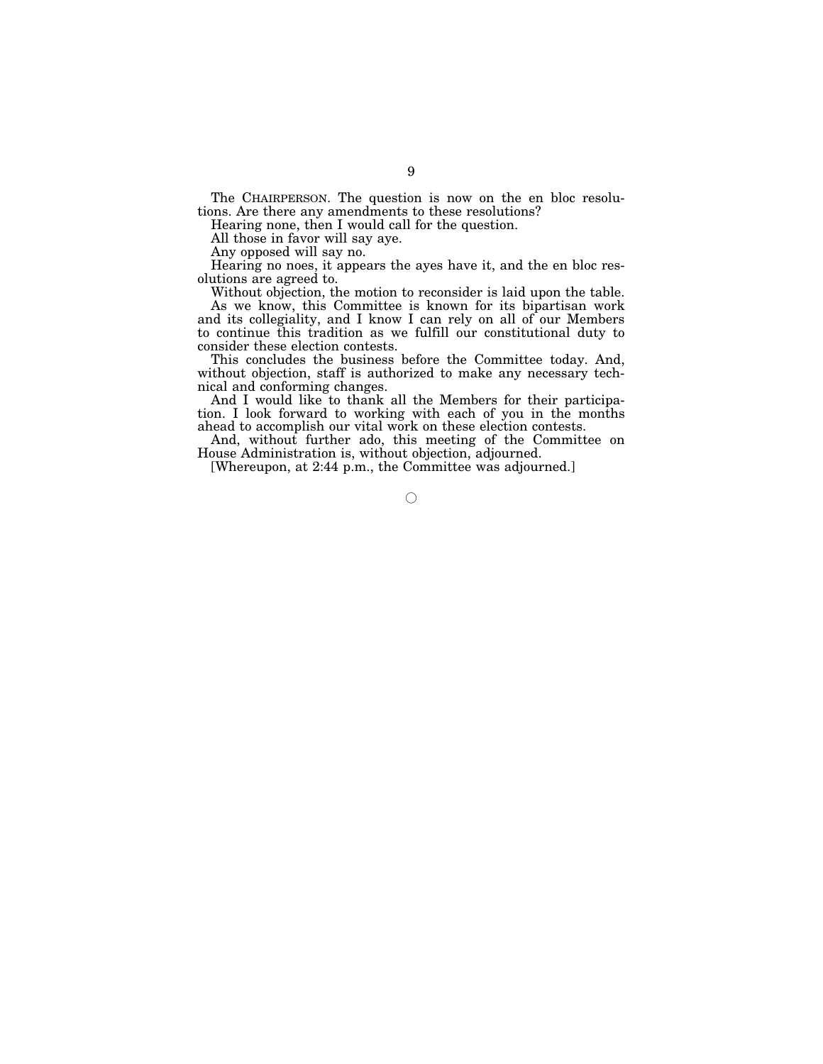The CHAIRPERSON. The question is now on the en bloc resolutions. Are there any amendments to these resolutions?

Hearing none, then I would call for the question.

All those in favor will say aye.

Any opposed will say no.

Hearing no noes, it appears the ayes have it, and the en bloc resolutions are agreed to.

Without objection, the motion to reconsider is laid upon the table.

As we know, this Committee is known for its bipartisan work and its collegiality, and I know I can rely on all of our Members to continue this tradition as we fulfill our constitutional duty to consider these election contests.

This concludes the business before the Committee today. And, without objection, staff is authorized to make any necessary technical and conforming changes.

And I would like to thank all the Members for their participation. I look forward to working with each of you in the months ahead to accomplish our vital work on these election contests.

And, without further ado, this meeting of the Committee on House Administration is, without objection, adjourned.

[Whereupon, at 2:44 p.m., the Committee was adjourned.]

○